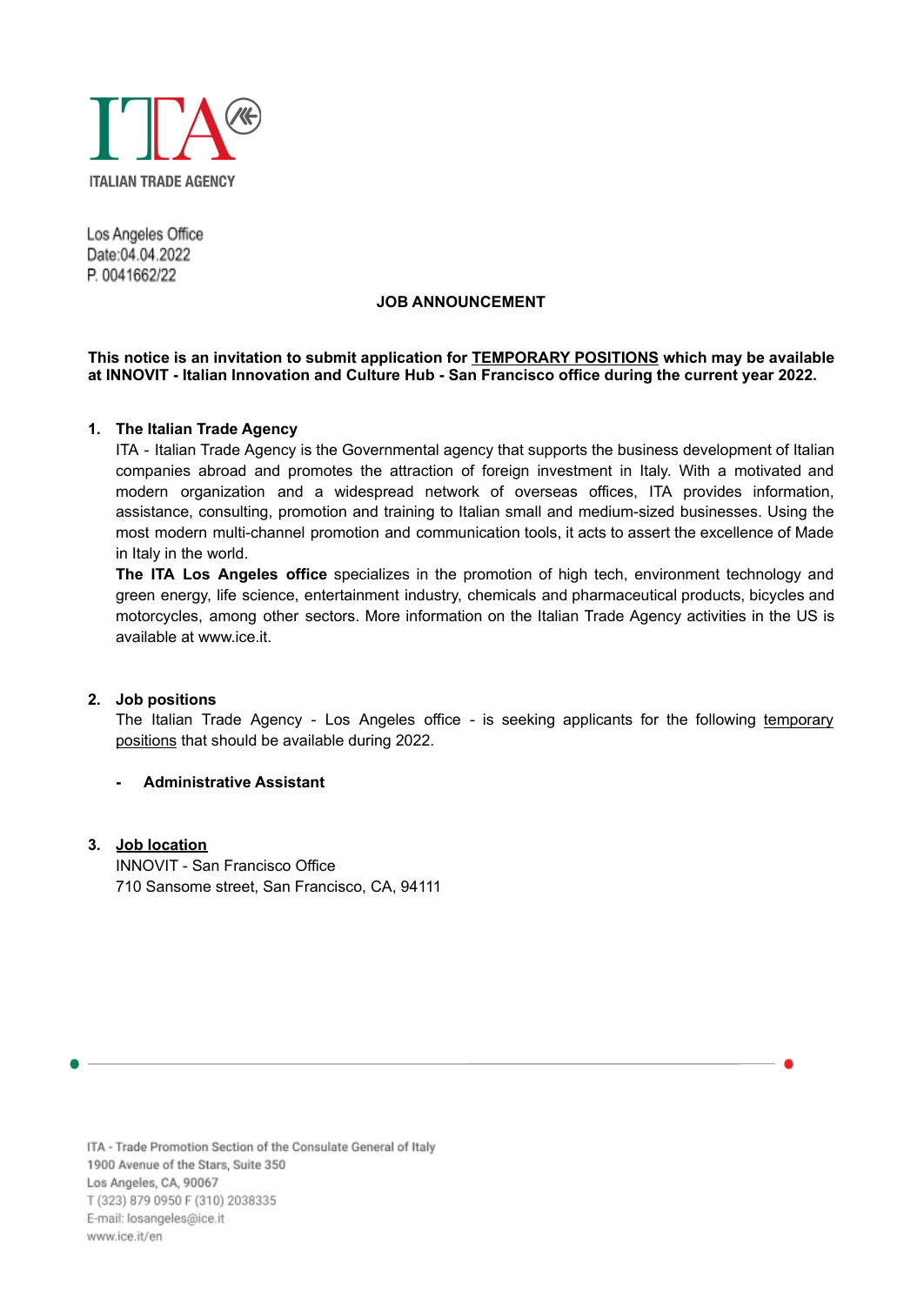ITALIAN TRADE AGENCY

Los Angeles Office
Date:04.04.2022
P. 0041662/22

## JOB ANNOUNCEMENT

**This notice is an invitation to submit application for <u>TEMPORARY POSITIONS</u> which may be available at INNOVIT - Italian Innovation and Culture Hub - San Francisco office during the current year 2022.**

### 1. The Italian Trade Agency

ITA - Italian Trade Agency is the Governmental agency that supports the business development of Italian companies abroad and promotes the attraction of foreign investment in Italy. With a motivated and modern organization and a widespread network of overseas offices, ITA provides information, assistance, consulting, promotion and training to Italian small and medium-sized businesses. Using the most modern multi-channel promotion and communication tools, it acts to assert the excellence of Made in Italy in the world.

**The ITA Los Angeles office** specializes in the promotion of high tech, environment technology and green energy, life science, entertainment industry, chemicals and pharmaceutical products, bicycles and motorcycles, among other sectors. More information on the Italian Trade Agency activities in the US is available at www.ice.it.

### 2. Job positions

The Italian Trade Agency - Los Angeles office - is seeking applicants for the following <u>temporary positions</u> that should be available during 2022.

- **Administrative Assistant**

### 3. <u>Job location</u>

INNOVIT - San Francisco Office
710 Sansome street, San Francisco, CA, 94111

ITA - Trade Promotion Section of the Consulate General of Italy
1900 Avenue of the Stars, Suite 350
Los Angeles, CA, 90067
T (323) 879 0950 F (310) 2038335
E-mail: losangeles@ice.it
www.ice.it/en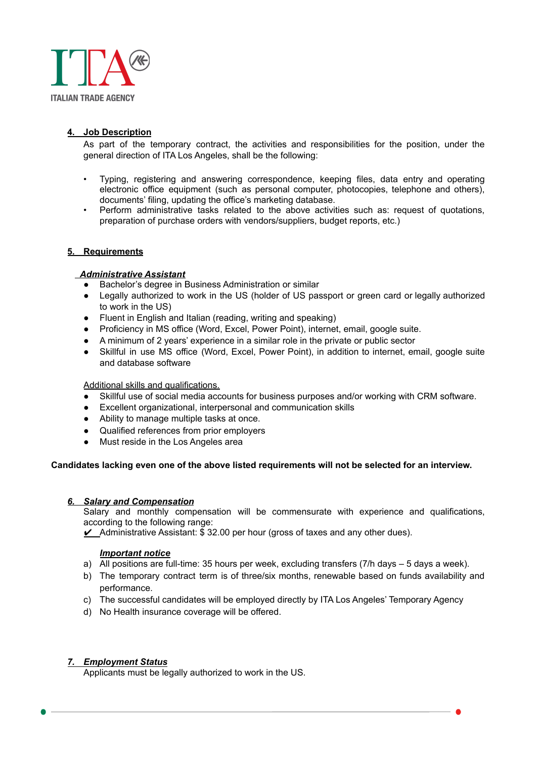## 4. Job Description

As part of the temporary contract, the activities and responsibilities for the position, under the general direction of ITA Los Angeles, shall be the following:

- Typing, registering and answering correspondence, keeping files, data entry and operating electronic office equipment (such as personal computer, photocopies, telephone and others), documents' filing, updating the office's marketing database.
- Perform administrative tasks related to the above activities such as: request of quotations, preparation of purchase orders with vendors/suppliers, budget reports, etc.)

## 5. Requirements

***Administrative Assistant***

- Bachelor's degree in Business Administration or similar
- Legally authorized to work in the US (holder of US passport or green card or legally authorized to work in the US)
- Fluent in English and Italian (reading, writing and speaking)
- Proficiency in MS office (Word, Excel, Power Point), internet, email, google suite.
- A minimum of 2 years' experience in a similar role in the private or public sector
- Skillful in use MS office (Word, Excel, Power Point), in addition to internet, email, google suite and database software

Additional skills and qualifications.

- Skillful use of social media accounts for business purposes and/or working with CRM software.
- Excellent organizational, interpersonal and communication skills
- Ability to manage multiple tasks at once.
- Qualified references from prior employers
- Must reside in the Los Angeles area

**Candidates lacking even one of the above listed requirements will not be selected for an interview.**

## *6. Salary and Compensation*

Salary and monthly compensation will be commensurate with experience and qualifications, according to the following range:

✔ Administrative Assistant: $ 32.00 per hour (gross of taxes and any other dues).

***Important notice***

a) All positions are full-time: 35 hours per week, excluding transfers (7/h days – 5 days a week).
b) The temporary contract term is of three/six months, renewable based on funds availability and performance.
c) The successful candidates will be employed directly by ITA Los Angeles' Temporary Agency
d) No Health insurance coverage will be offered.

## *7. Employment Status*

Applicants must be legally authorized to work in the US.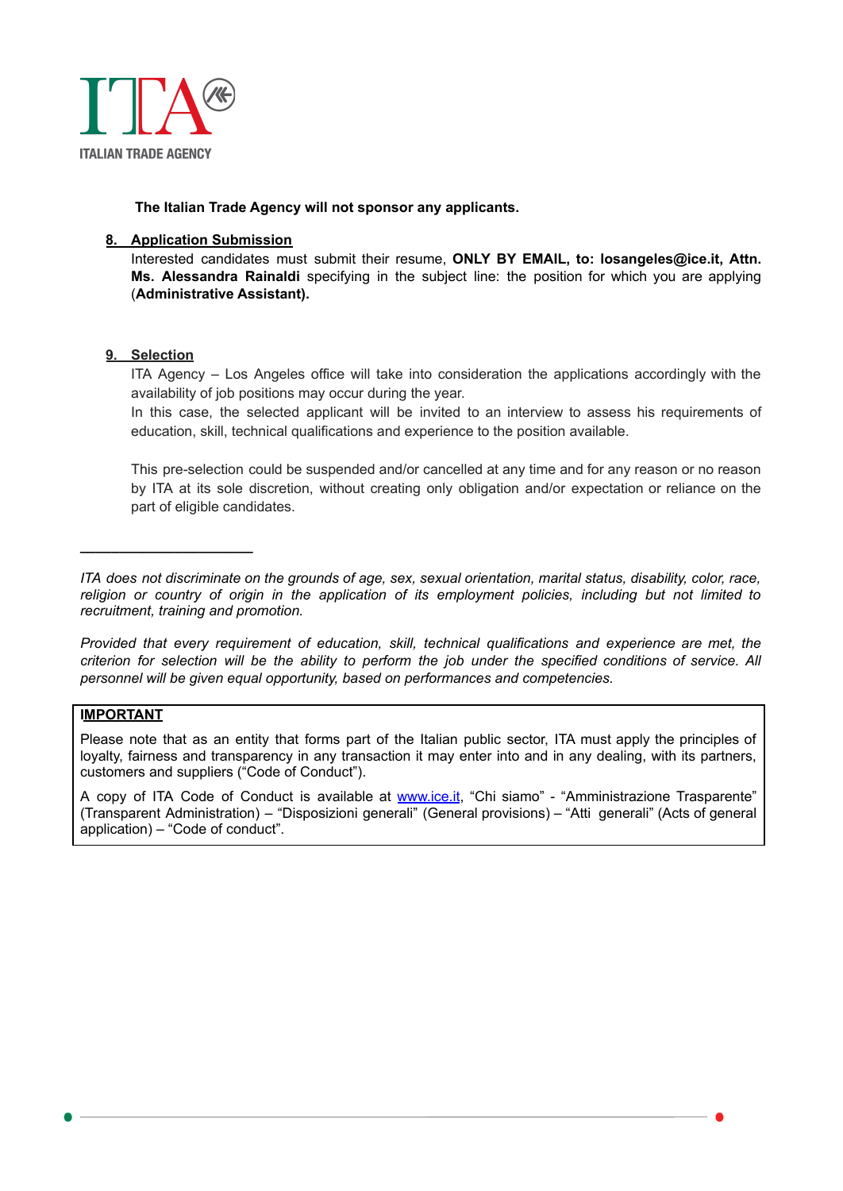ITALIAN TRADE AGENCY

**The Italian Trade Agency will not sponsor any applicants.**

## 8. Application Submission

Interested candidates must submit their resume, **ONLY BY EMAIL, to: losangeles@ice.it, Attn. Ms. Alessandra Rainaldi** specifying in the subject line: the position for which you are applying (**Administrative Assistant).**

## 9. Selection

ITA Agency – Los Angeles office will take into consideration the applications accordingly with the availability of job positions may occur during the year.
In this case, the selected applicant will be invited to an interview to assess his requirements of education, skill, technical qualifications and experience to the position available.

This pre-selection could be suspended and/or cancelled at any time and for any reason or no reason by ITA at its sole discretion, without creating only obligation and/or expectation or reliance on the part of eligible candidates.

---

*ITA does not discriminate on the grounds of age, sex, sexual orientation, marital status, disability, color, race, religion or country of origin in the application of its employment policies, including but not limited to recruitment, training and promotion.*

*Provided that every requirement of education, skill, technical qualifications and experience are met, the criterion for selection will be the ability to perform the job under the specified conditions of service. All personnel will be given equal opportunity, based on performances and competencies.*

**IMPORTANT**

Please note that as an entity that forms part of the Italian public sector, ITA must apply the principles of loyalty, fairness and transparency in any transaction it may enter into and in any dealing, with its partners, customers and suppliers ("Code of Conduct").

A copy of ITA Code of Conduct is available at www.ice.it, "Chi siamo" - "Amministrazione Trasparente" (Transparent Administration) – "Disposizioni generali" (General provisions) – "Atti generali" (Acts of general application) – "Code of conduct".